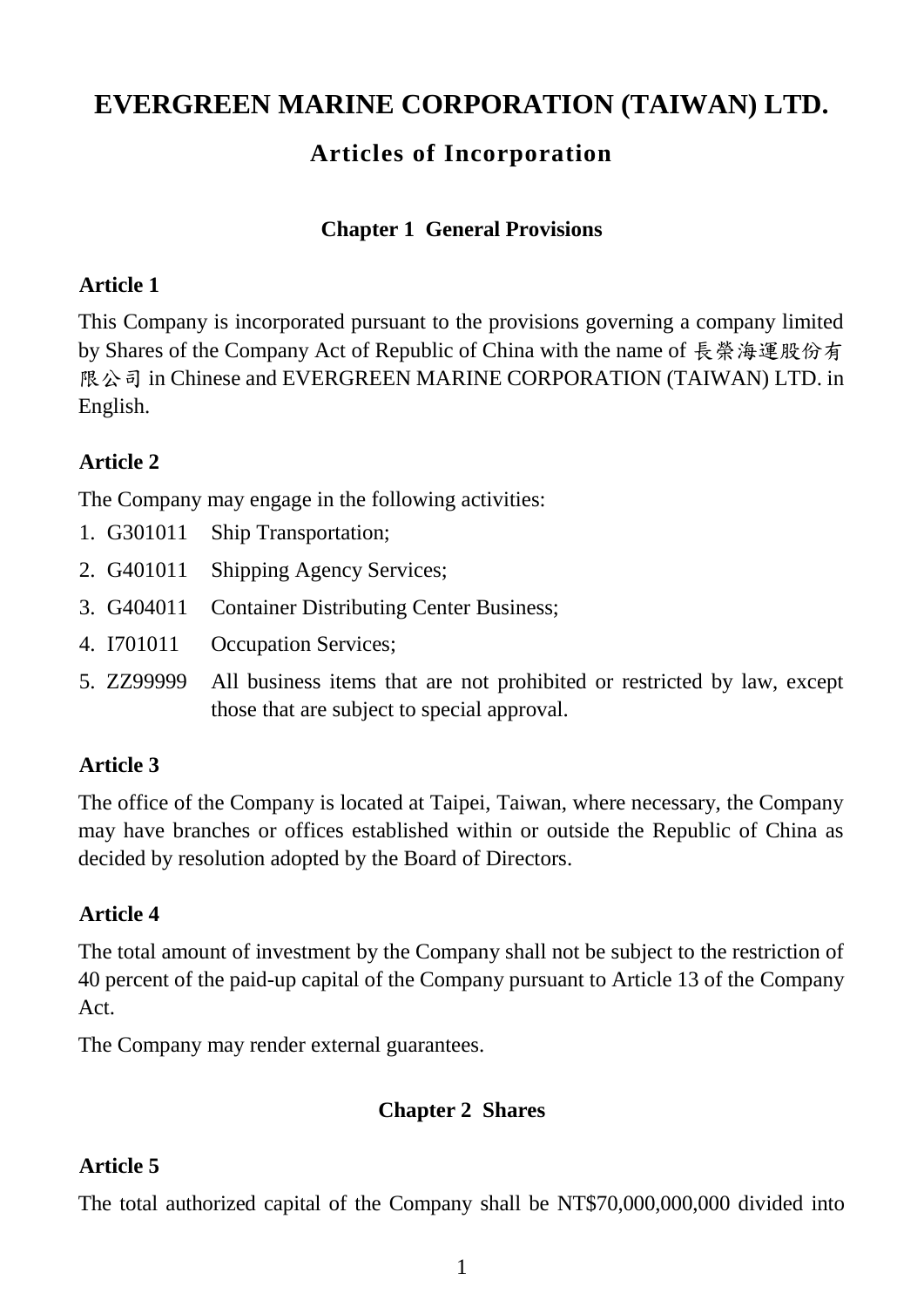# EVERGREEN MARINE CORPORATION (TAIWAN) LTD.

## Articles of Incorporation

### Chapter 1 General Provisions

**Article 1**

This Company is incorporated pursuant to the provisions governing a company limited by Shares of the Company Act of Republic of China with the name of 長榮海運股份有限公司 in Chinese and EVERGREEN MARINE CORPORATION (TAIWAN) LTD. in English.

**Article 2**

The Company may engage in the following activities:

1. G301011 Ship Transportation;
2. G401011 Shipping Agency Services;
3. G404011 Container Distributing Center Business;
4. I701011 Occupation Services;
5. ZZ99999 All business items that are not prohibited or restricted by law, except those that are subject to special approval.

**Article 3**

The office of the Company is located at Taipei, Taiwan, where necessary, the Company may have branches or offices established within or outside the Republic of China as decided by resolution adopted by the Board of Directors.

**Article 4**

The total amount of investment by the Company shall not be subject to the restriction of 40 percent of the paid-up capital of the Company pursuant to Article 13 of the Company Act.

The Company may render external guarantees.

### Chapter 2 Shares

**Article 5**

The total authorized capital of the Company shall be NT$70,000,000,000 divided into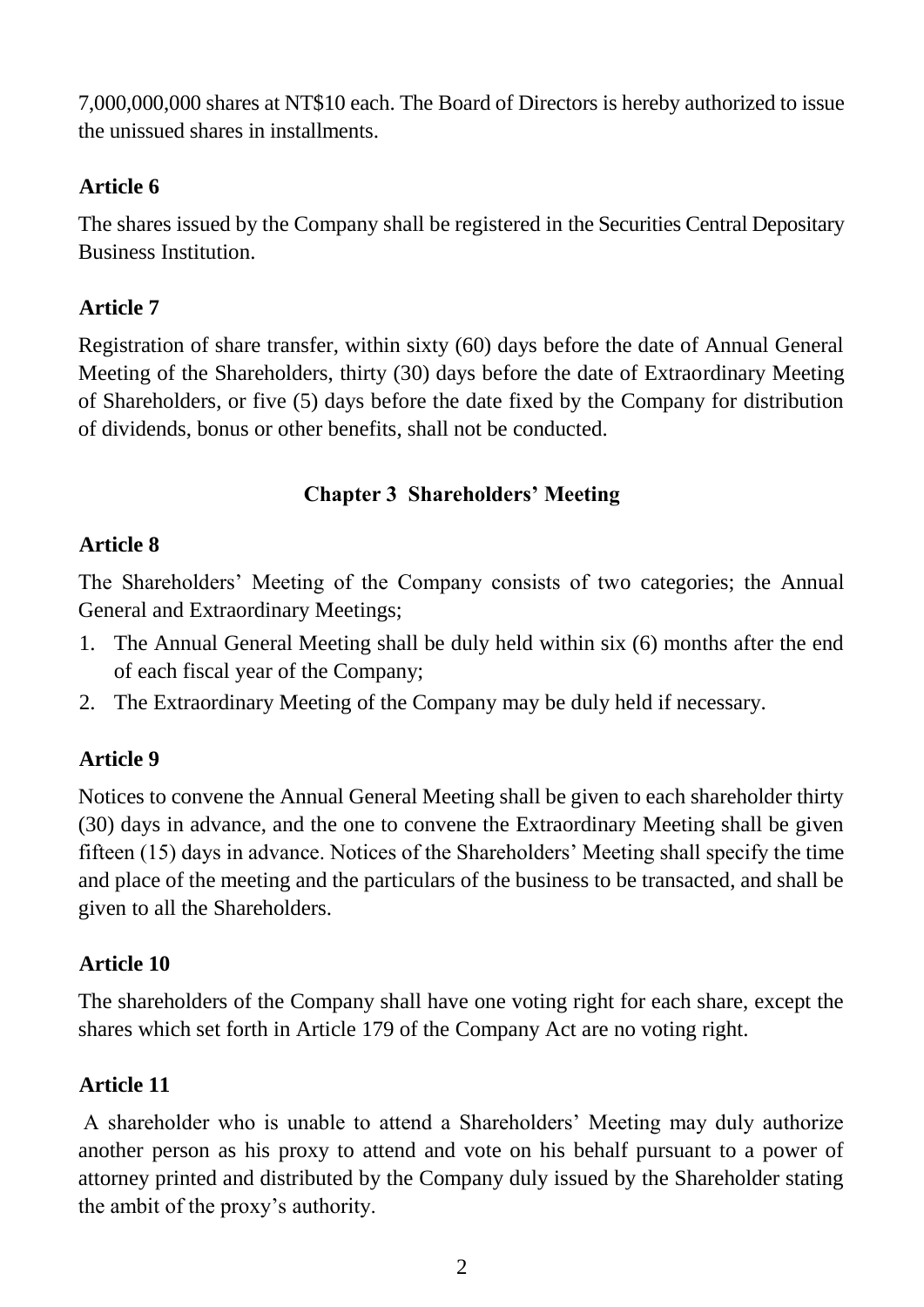7,000,000,000 shares at NT$10 each. The Board of Directors is hereby authorized to issue the unissued shares in installments.

### Article 6

The shares issued by the Company shall be registered in the Securities Central Depositary Business Institution.

### Article 7

Registration of share transfer, within sixty (60) days before the date of Annual General Meeting of the Shareholders, thirty (30) days before the date of Extraordinary Meeting of Shareholders, or five (5) days before the date fixed by the Company for distribution of dividends, bonus or other benefits, shall not be conducted.

## Chapter 3 Shareholders’ Meeting

### Article 8

The Shareholders’ Meeting of the Company consists of two categories; the Annual General and Extraordinary Meetings;

1. The Annual General Meeting shall be duly held within six (6) months after the end of each fiscal year of the Company;
2. The Extraordinary Meeting of the Company may be duly held if necessary.

### Article 9

Notices to convene the Annual General Meeting shall be given to each shareholder thirty (30) days in advance, and the one to convene the Extraordinary Meeting shall be given fifteen (15) days in advance. Notices of the Shareholders’ Meeting shall specify the time and place of the meeting and the particulars of the business to be transacted, and shall be given to all the Shareholders.

### Article 10

The shareholders of the Company shall have one voting right for each share, except the shares which set forth in Article 179 of the Company Act are no voting right.

### Article 11

A shareholder who is unable to attend a Shareholders’ Meeting may duly authorize another person as his proxy to attend and vote on his behalf pursuant to a power of attorney printed and distributed by the Company duly issued by the Shareholder stating the ambit of the proxy’s authority.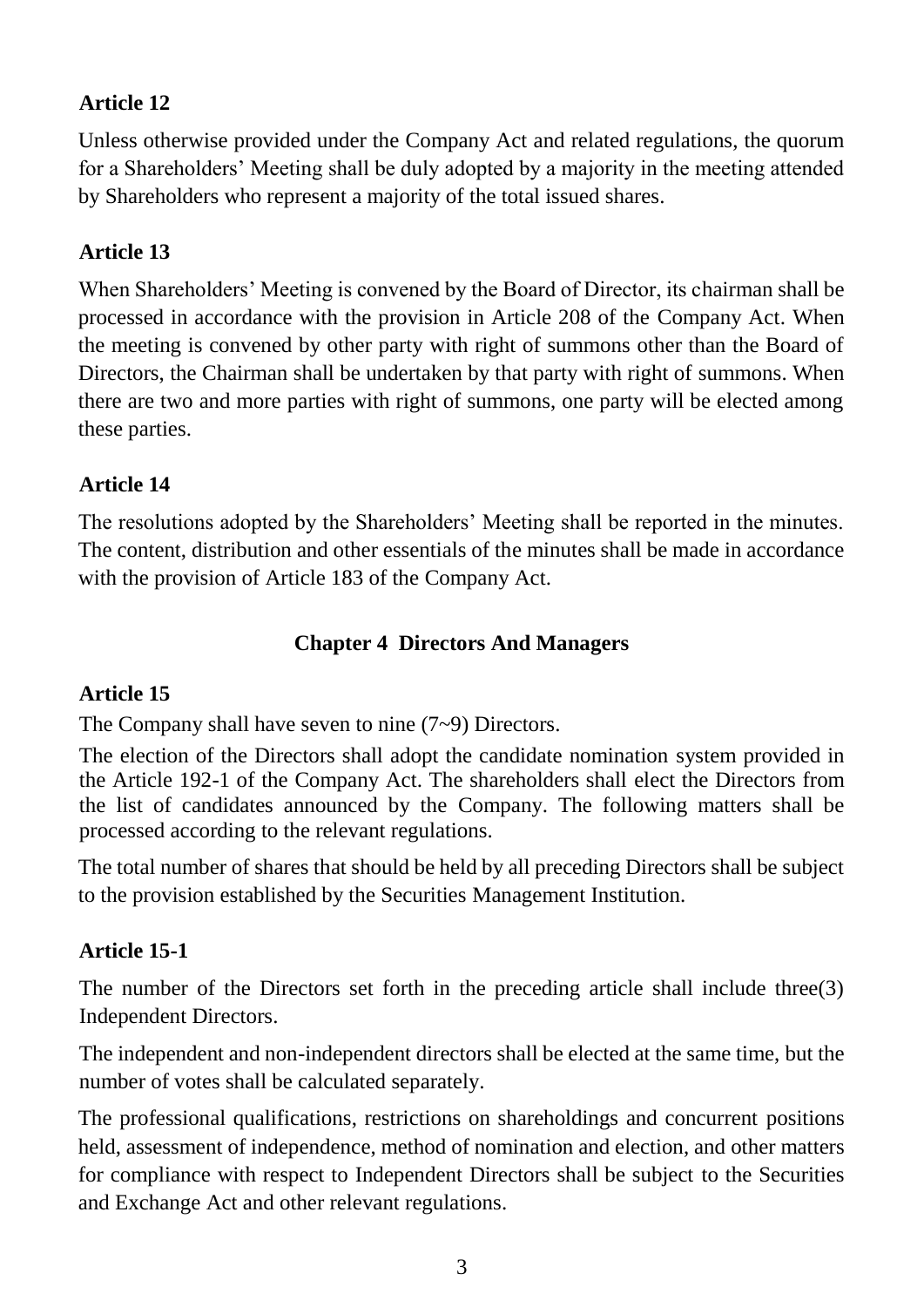**Article 12**

Unless otherwise provided under the Company Act and related regulations, the quorum for a Shareholders' Meeting shall be duly adopted by a majority in the meeting attended by Shareholders who represent a majority of the total issued shares.

**Article 13**

When Shareholders' Meeting is convened by the Board of Director, its chairman shall be processed in accordance with the provision in Article 208 of the Company Act. When the meeting is convened by other party with right of summons other than the Board of Directors, the Chairman shall be undertaken by that party with right of summons. When there are two and more parties with right of summons, one party will be elected among these parties.

**Article 14**

The resolutions adopted by the Shareholders' Meeting shall be reported in the minutes. The content, distribution and other essentials of the minutes shall be made in accordance with the provision of Article 183 of the Company Act.

## Chapter 4 Directors And Managers

**Article 15**

The Company shall have seven to nine (7~9) Directors.

The election of the Directors shall adopt the candidate nomination system provided in the Article 192-1 of the Company Act. The shareholders shall elect the Directors from the list of candidates announced by the Company. The following matters shall be processed according to the relevant regulations.

The total number of shares that should be held by all preceding Directors shall be subject to the provision established by the Securities Management Institution.

**Article 15-1**

The number of the Directors set forth in the preceding article shall include three(3) Independent Directors.

The independent and non-independent directors shall be elected at the same time, but the number of votes shall be calculated separately.

The professional qualifications, restrictions on shareholdings and concurrent positions held, assessment of independence, method of nomination and election, and other matters for compliance with respect to Independent Directors shall be subject to the Securities and Exchange Act and other relevant regulations.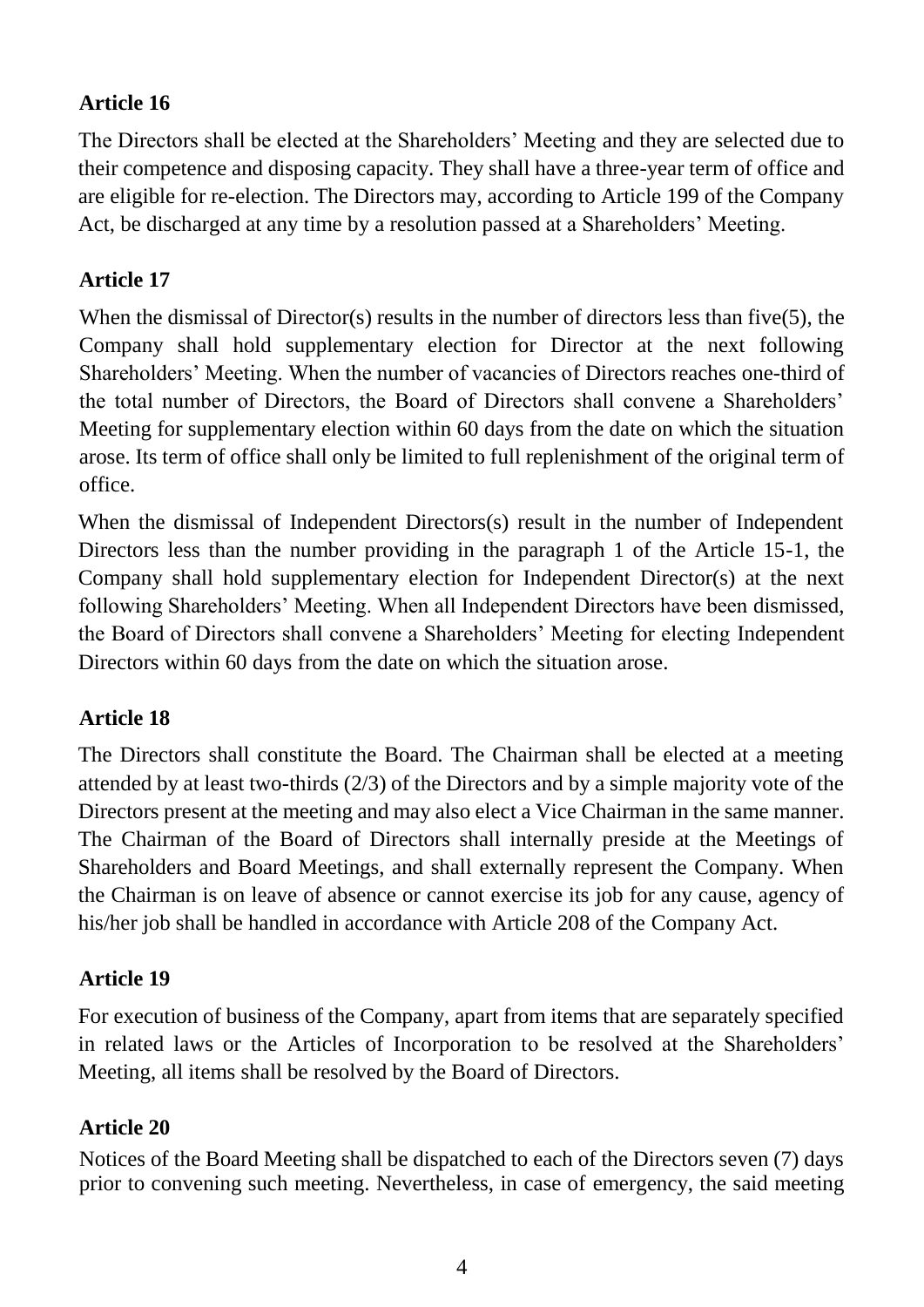**Article 16**

The Directors shall be elected at the Shareholders' Meeting and they are selected due to their competence and disposing capacity. They shall have a three-year term of office and are eligible for re-election. The Directors may, according to Article 199 of the Company Act, be discharged at any time by a resolution passed at a Shareholders' Meeting.

**Article 17**

When the dismissal of Director(s) results in the number of directors less than five(5), the Company shall hold supplementary election for Director at the next following Shareholders' Meeting. When the number of vacancies of Directors reaches one-third of the total number of Directors, the Board of Directors shall convene a Shareholders' Meeting for supplementary election within 60 days from the date on which the situation arose. Its term of office shall only be limited to full replenishment of the original term of office.

When the dismissal of Independent Directors(s) result in the number of Independent Directors less than the number providing in the paragraph 1 of the Article 15-1, the Company shall hold supplementary election for Independent Director(s) at the next following Shareholders' Meeting. When all Independent Directors have been dismissed, the Board of Directors shall convene a Shareholders' Meeting for electing Independent Directors within 60 days from the date on which the situation arose.

**Article 18**

The Directors shall constitute the Board. The Chairman shall be elected at a meeting attended by at least two-thirds (2/3) of the Directors and by a simple majority vote of the Directors present at the meeting and may also elect a Vice Chairman in the same manner. The Chairman of the Board of Directors shall internally preside at the Meetings of Shareholders and Board Meetings, and shall externally represent the Company. When the Chairman is on leave of absence or cannot exercise its job for any cause, agency of his/her job shall be handled in accordance with Article 208 of the Company Act.

**Article 19**

For execution of business of the Company, apart from items that are separately specified in related laws or the Articles of Incorporation to be resolved at the Shareholders' Meeting, all items shall be resolved by the Board of Directors.

**Article 20**

Notices of the Board Meeting shall be dispatched to each of the Directors seven (7) days prior to convening such meeting. Nevertheless, in case of emergency, the said meeting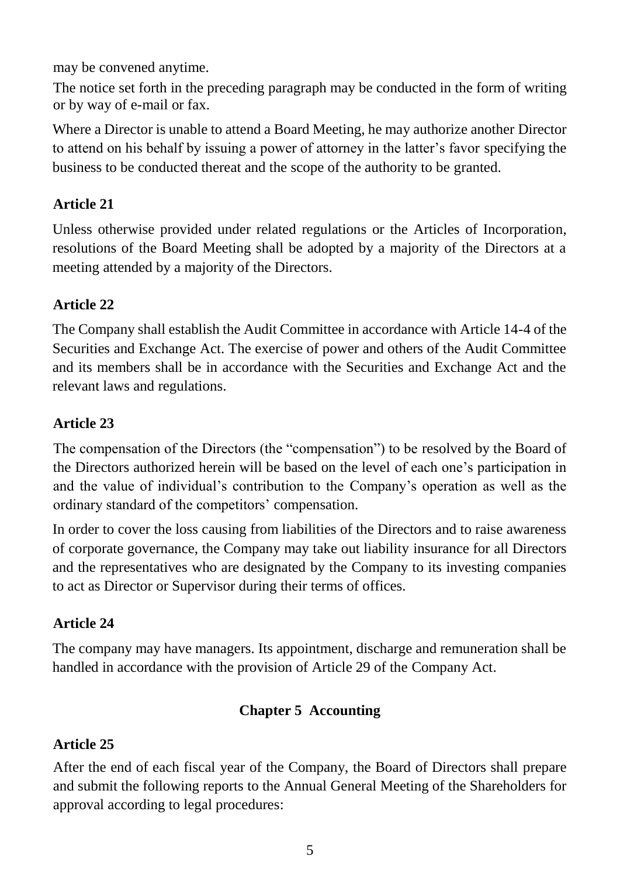may be convened anytime.

The notice set forth in the preceding paragraph may be conducted in the form of writing or by way of e-mail or fax.

Where a Director is unable to attend a Board Meeting, he may authorize another Director to attend on his behalf by issuing a power of attorney in the latter's favor specifying the business to be conducted thereat and the scope of the authority to be granted.

**Article 21**

Unless otherwise provided under related regulations or the Articles of Incorporation, resolutions of the Board Meeting shall be adopted by a majority of the Directors at a meeting attended by a majority of the Directors.

**Article 22**

The Company shall establish the Audit Committee in accordance with Article 14-4 of the Securities and Exchange Act. The exercise of power and others of the Audit Committee and its members shall be in accordance with the Securities and Exchange Act and the relevant laws and regulations.

**Article 23**

The compensation of the Directors (the "compensation") to be resolved by the Board of the Directors authorized herein will be based on the level of each one's participation in and the value of individual's contribution to the Company's operation as well as the ordinary standard of the competitors' compensation.

In order to cover the loss causing from liabilities of the Directors and to raise awareness of corporate governance, the Company may take out liability insurance for all Directors and the representatives who are designated by the Company to its investing companies to act as Director or Supervisor during their terms of offices.

**Article 24**

The company may have managers. Its appointment, discharge and remuneration shall be handled in accordance with the provision of Article 29 of the Company Act.

## Chapter 5 Accounting

**Article 25**

After the end of each fiscal year of the Company, the Board of Directors shall prepare and submit the following reports to the Annual General Meeting of the Shareholders for approval according to legal procedures: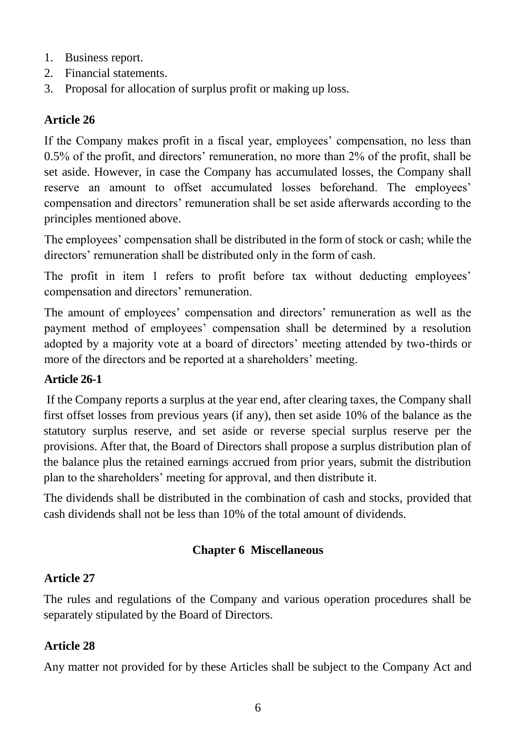1. Business report.
2. Financial statements.
3. Proposal for allocation of surplus profit or making up loss.

### Article 26

If the Company makes profit in a fiscal year, employees' compensation, no less than 0.5% of the profit, and directors' remuneration, no more than 2% of the profit, shall be set aside. However, in case the Company has accumulated losses, the Company shall reserve an amount to offset accumulated losses beforehand. The employees' compensation and directors' remuneration shall be set aside afterwards according to the principles mentioned above.

The employees' compensation shall be distributed in the form of stock or cash; while the directors' remuneration shall be distributed only in the form of cash.

The profit in item 1 refers to profit before tax without deducting employees' compensation and directors' remuneration.

The amount of employees' compensation and directors' remuneration as well as the payment method of employees' compensation shall be determined by a resolution adopted by a majority vote at a board of directors' meeting attended by two-thirds or more of the directors and be reported at a shareholders' meeting.

### Article 26-1

If the Company reports a surplus at the year end, after clearing taxes, the Company shall first offset losses from previous years (if any), then set aside 10% of the balance as the statutory surplus reserve, and set aside or reverse special surplus reserve per the provisions. After that, the Board of Directors shall propose a surplus distribution plan of the balance plus the retained earnings accrued from prior years, submit the distribution plan to the shareholders' meeting for approval, and then distribute it.

The dividends shall be distributed in the combination of cash and stocks, provided that cash dividends shall not be less than 10% of the total amount of dividends.

## Chapter 6 Miscellaneous

### Article 27

The rules and regulations of the Company and various operation procedures shall be separately stipulated by the Board of Directors.

### Article 28

Any matter not provided for by these Articles shall be subject to the Company Act and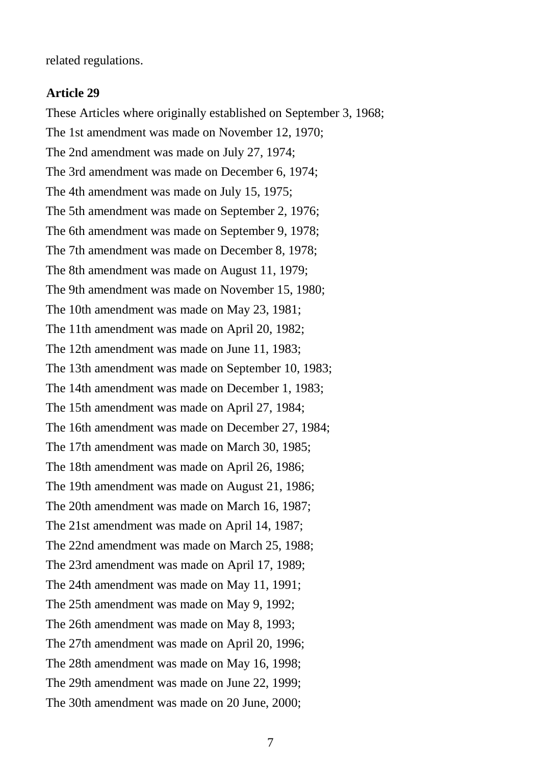related regulations.

**Article 29**

These Articles where originally established on September 3, 1968;
The 1st amendment was made on November 12, 1970;
The 2nd amendment was made on July 27, 1974;
The 3rd amendment was made on December 6, 1974;
The 4th amendment was made on July 15, 1975;
The 5th amendment was made on September 2, 1976;
The 6th amendment was made on September 9, 1978;
The 7th amendment was made on December 8, 1978;
The 8th amendment was made on August 11, 1979;
The 9th amendment was made on November 15, 1980;
The 10th amendment was made on May 23, 1981;
The 11th amendment was made on April 20, 1982;
The 12th amendment was made on June 11, 1983;
The 13th amendment was made on September 10, 1983;
The 14th amendment was made on December 1, 1983;
The 15th amendment was made on April 27, 1984;
The 16th amendment was made on December 27, 1984;
The 17th amendment was made on March 30, 1985;
The 18th amendment was made on April 26, 1986;
The 19th amendment was made on August 21, 1986;
The 20th amendment was made on March 16, 1987;
The 21st amendment was made on April 14, 1987;
The 22nd amendment was made on March 25, 1988;
The 23rd amendment was made on April 17, 1989;
The 24th amendment was made on May 11, 1991;
The 25th amendment was made on May 9, 1992;
The 26th amendment was made on May 8, 1993;
The 27th amendment was made on April 20, 1996;
The 28th amendment was made on May 16, 1998;
The 29th amendment was made on June 22, 1999;
The 30th amendment was made on 20 June, 2000;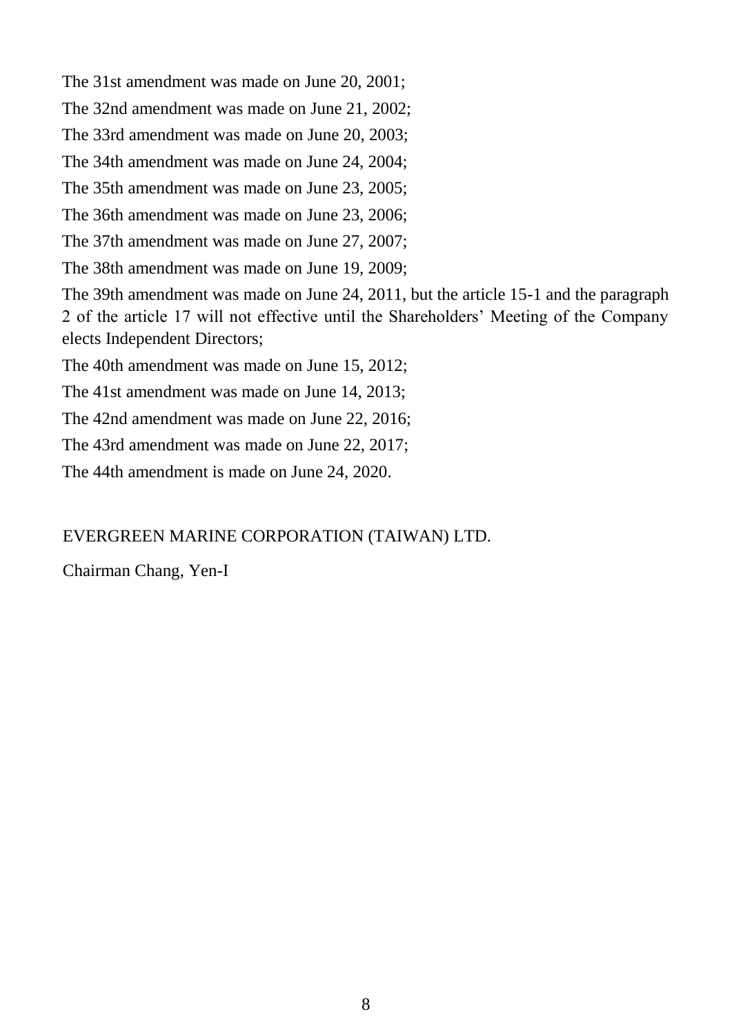The 31st amendment was made on June 20, 2001;

The 32nd amendment was made on June 21, 2002;

The 33rd amendment was made on June 20, 2003;

The 34th amendment was made on June 24, 2004;

The 35th amendment was made on June 23, 2005;

The 36th amendment was made on June 23, 2006;

The 37th amendment was made on June 27, 2007;

The 38th amendment was made on June 19, 2009;

The 39th amendment was made on June 24, 2011, but the article 15-1 and the paragraph 2 of the article 17 will not effective until the Shareholders' Meeting of the Company elects Independent Directors;

The 40th amendment was made on June 15, 2012;

The 41st amendment was made on June 14, 2013;

The 42nd amendment was made on June 22, 2016;

The 43rd amendment was made on June 22, 2017;

The 44th amendment is made on June 24, 2020.

EVERGREEN MARINE CORPORATION (TAIWAN) LTD.

Chairman Chang, Yen-I